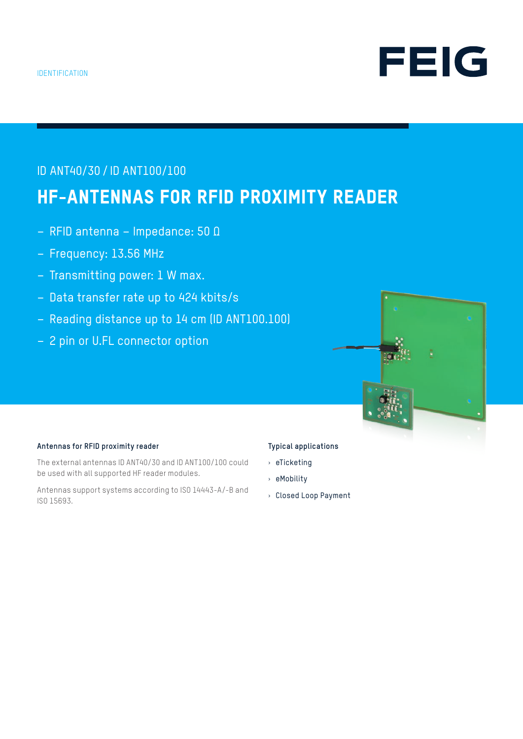IDENTIFICATION

FEIG

ID ANT40/30 / ID ANT100/100

# HF-ANTENNAS FOR RFID PROXIMITY READER

- RFID antenna – Impedance: 50 Ω
- Frequency: 13.56 MHz
- Transmitting power: 1 W max.
- Data transfer rate up to 424 kbits/s
- Reading distance up to 14 cm (ID ANT100.100)
- 2 pin or U.FL connector option

### Antennas for RFID proximity reader

The external antennas ID ANT40/30 and ID ANT100/100 could be used with all supported HF reader modules.

Antennas support systems according to ISO 14443-A/-B and ISO 15693.

### Typical applications

- eTicketing
- eMobility
- Closed Loop Payment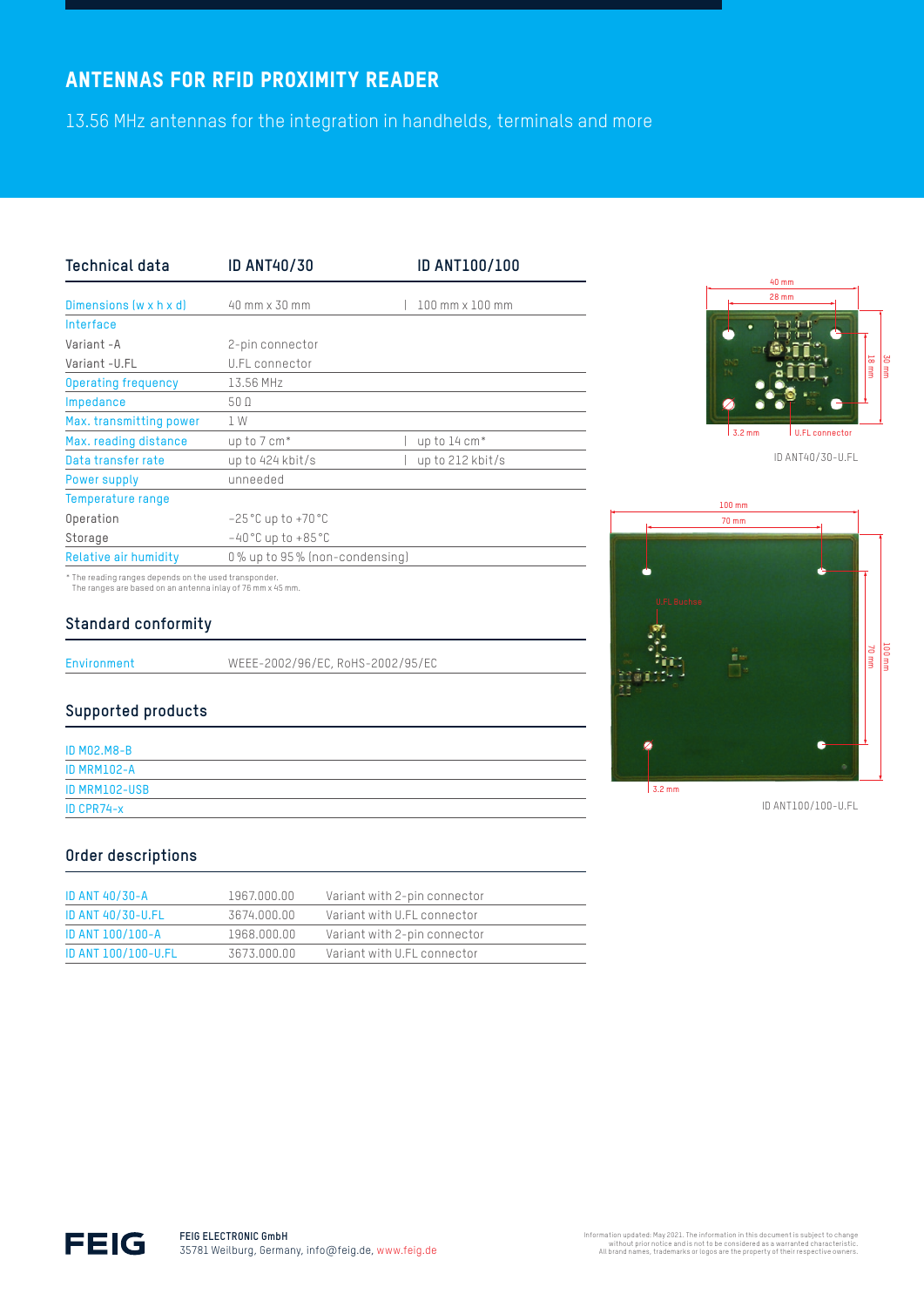# ANTENNAS FOR RFID PROXIMITY READER

13.56 MHz antennas for the integration in handhelds, terminals and more

## Technical data

| Technical data | ID ANT40/30 | ID ANT100/100 |
|---|---|---|
| Dimensions (w x h x d) | 40 mm x 30 mm | 100 mm x 100 mm |
| Interface | | |
| Variant -A | 2-pin connector | |
| Variant -U.FL | U.FL connector | |
| Operating frequency | 13.56 MHz | |
| Impedance | 50 Ω | |
| Max. transmitting power | 1 W | |
| Max. reading distance | up to 7 cm* | up to 14 cm* |
| Data transfer rate | up to 424 kbit/s | up to 212 kbit/s |
| Power supply | unneeded | |
| Temperature range | | |
| Operation | -25 °C up to +70 °C | |
| Storage | -40 °C up to +85 °C | |
| Relative air humidity | 0 % up to 95 % (non-condensing) | |

\* The reading ranges depends on the used transponder.
The ranges are based on an antenna inlay of 76 mm x 45 mm.

40 mm
28 mm
18 mm
30 mm
3.2 mm
U.FL connector

ID ANT40/30-U.FL

100 mm
70 mm
U.FL Buchse
70 mm
100 mm
3.2 mm

ID ANT100/100-U.FL

## Standard conformity

| | |
|---|---|
| Environment | WEEE-2002/96/EC, RoHS-2002/95/EC |

## Supported products

- ID M02.M8-B
- ID MRM102-A
- ID MRM102-USB
- ID CPR74-x

## Order descriptions

| | | |
|---|---|---|
| ID ANT 40/30-A | 1967.000.00 | Variant with 2-pin connector |
| ID ANT 40/30-U.FL | 3674.000.00 | Variant with U.FL connector |
| ID ANT 100/100-A | 1968.000.00 | Variant with 2-pin connector |
| ID ANT 100/100-U.FL | 3673.000.00 | Variant with U.FL connector |

FEIG

**FEIG ELECTRONIC GmbH**
35781 Weilburg, Germany, info@feig.de, www.feig.de

Information updated: May 2021. The information in this document is subject to change without prior notice and is not to be considered as a warranted characteristic. All brand names, trademarks or logos are the property of their respective owners.